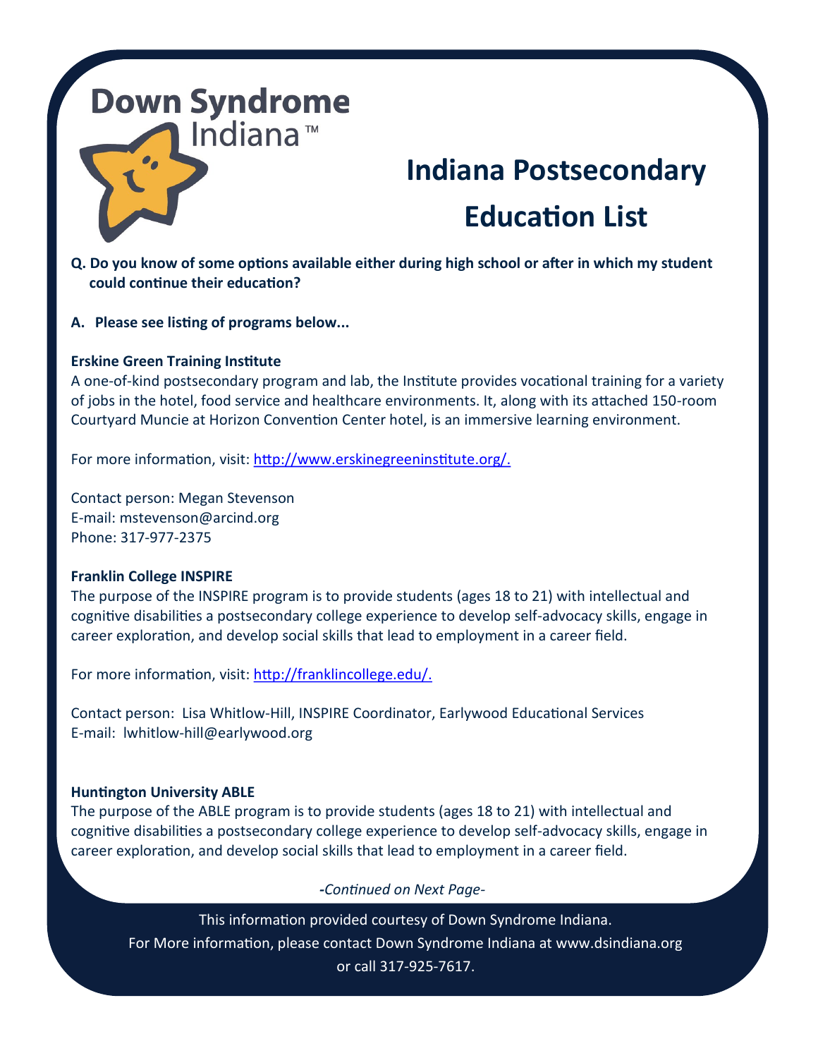Down Syndrome Indiana™

# Indiana Postsecondary Education List

**Q. Do you know of some options available either during high school or after in which my student could continue their education?**

**A. Please see listing of programs below...**

**Erskine Green Training Institute**

A one-of-kind postsecondary program and lab, the Institute provides vocational training for a variety of jobs in the hotel, food service and healthcare environments. It, along with its attached 150-room Courtyard Muncie at Horizon Convention Center hotel, is an immersive learning environment.

For more information, visit: [http://www.erskinegreeninstitute.org/.](http://www.erskinegreeninstitute.org/)

Contact person: Megan Stevenson
E-mail: mstevenson@arcind.org
Phone: 317-977-2375

**Franklin College INSPIRE**

The purpose of the INSPIRE program is to provide students (ages 18 to 21) with intellectual and cognitive disabilities a postsecondary college experience to develop self-advocacy skills, engage in career exploration, and develop social skills that lead to employment in a career field.

For more information, visit: [http://franklincollege.edu/.](http://franklincollege.edu/)

Contact person: Lisa Whitlow-Hill, INSPIRE Coordinator, Earlywood Educational Services
E-mail: lwhitlow-hill@earlywood.org

**Huntington University ABLE**

The purpose of the ABLE program is to provide students (ages 18 to 21) with intellectual and cognitive disabilities a postsecondary college experience to develop self-advocacy skills, engage in career exploration, and develop social skills that lead to employment in a career field.

*-Continued on Next Page-*

This information provided courtesy of Down Syndrome Indiana.
For More information, please contact Down Syndrome Indiana at www.dsindiana.org or call 317-925-7617.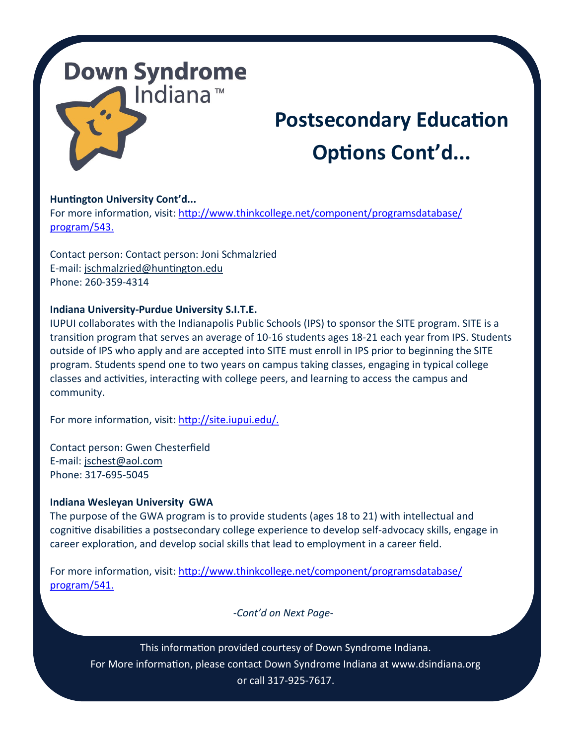Down Syndrome Indiana™

# Postsecondary Education Options Cont'd...

**Huntington University Cont'd...**
For more information, visit: http://www.thinkcollege.net/component/programsdatabase/program/543.

Contact person: Contact person: Joni Schmalzried
E-mail: jschmalzried@huntington.edu
Phone: 260-359-4314

**Indiana University-Purdue University S.I.T.E.**
IUPUI collaborates with the Indianapolis Public Schools (IPS) to sponsor the SITE program. SITE is a transition program that serves an average of 10-16 students ages 18-21 each year from IPS. Students outside of IPS who apply and are accepted into SITE must enroll in IPS prior to beginning the SITE program. Students spend one to two years on campus taking classes, engaging in typical college classes and activities, interacting with college peers, and learning to access the campus and community.

For more information, visit: http://site.iupui.edu/.

Contact person: Gwen Chesterfield
E-mail: jschest@aol.com
Phone: 317-695-5045

**Indiana Wesleyan University GWA**
The purpose of the GWA program is to provide students (ages 18 to 21) with intellectual and cognitive disabilities a postsecondary college experience to develop self-advocacy skills, engage in career exploration, and develop social skills that lead to employment in a career field.

For more information, visit: http://www.thinkcollege.net/component/programsdatabase/program/541.

*-Cont'd on Next Page-*

This information provided courtesy of Down Syndrome Indiana.
For More information, please contact Down Syndrome Indiana at www.dsindiana.org or call 317-925-7617.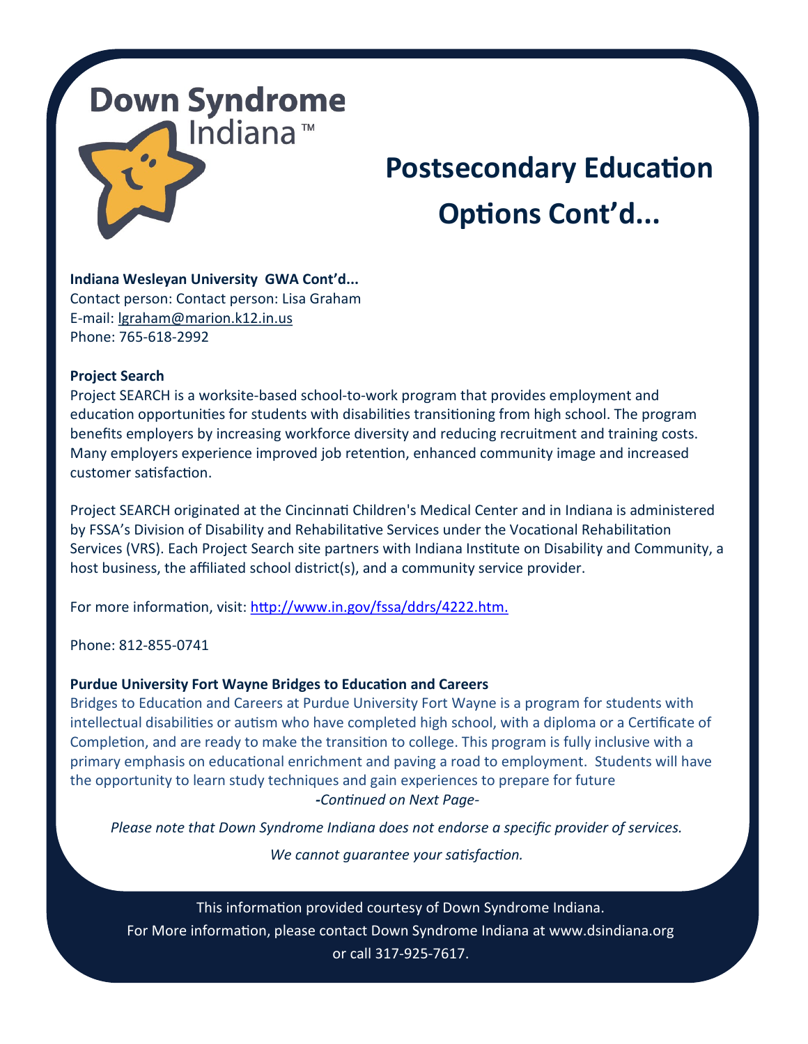Down Syndrome Indiana™

# Postsecondary Education Options Cont'd...

**Indiana Wesleyan University GWA Cont'd...**
Contact person: Contact person: Lisa Graham
E-mail: lgraham@marion.k12.in.us
Phone: 765-618-2992

**Project Search**
Project SEARCH is a worksite-based school-to-work program that provides employment and education opportunities for students with disabilities transitioning from high school. The program benefits employers by increasing workforce diversity and reducing recruitment and training costs. Many employers experience improved job retention, enhanced community image and increased customer satisfaction.

Project SEARCH originated at the Cincinnati Children's Medical Center and in Indiana is administered by FSSA's Division of Disability and Rehabilitative Services under the Vocational Rehabilitation Services (VRS). Each Project Search site partners with Indiana Institute on Disability and Community, a host business, the affiliated school district(s), and a community service provider.

For more information, visit: http://www.in.gov/fssa/ddrs/4222.htm.

Phone: 812-855-0741

**Purdue University Fort Wayne Bridges to Education and Careers**
Bridges to Education and Careers at Purdue University Fort Wayne is a program for students with intellectual disabilities or autism who have completed high school, with a diploma or a Certificate of Completion, and are ready to make the transition to college. This program is fully inclusive with a primary emphasis on educational enrichment and paving a road to employment. Students will have the opportunity to learn study techniques and gain experiences to prepare for future

*-Continued on Next Page-*

*Please note that Down Syndrome Indiana does not endorse a specific provider of services.*

*We cannot guarantee your satisfaction.*

This information provided courtesy of Down Syndrome Indiana.
For More information, please contact Down Syndrome Indiana at www.dsindiana.org or call 317-925-7617.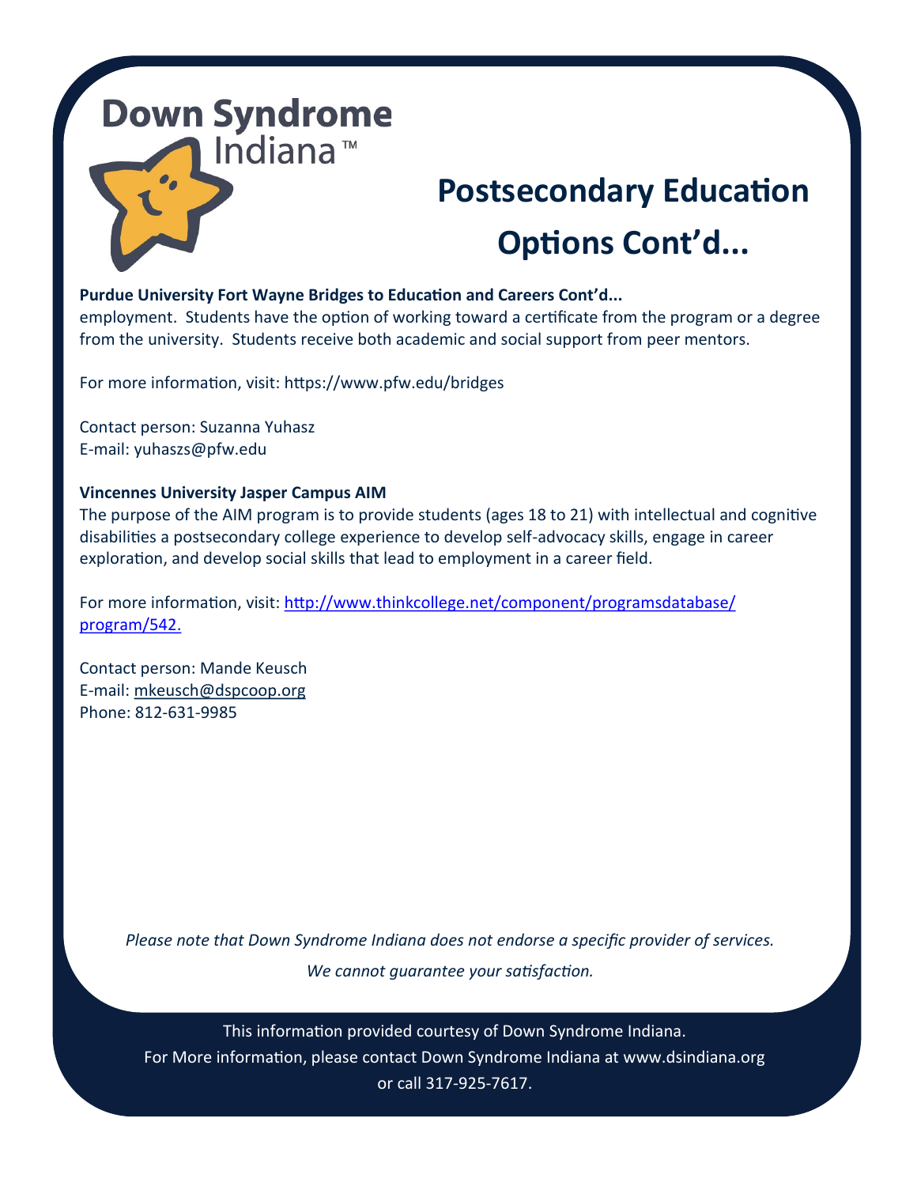Down Syndrome Indiana™

# Postsecondary Education Options Cont'd...

**Purdue University Fort Wayne Bridges to Education and Careers Cont'd...**
employment. Students have the option of working toward a certificate from the program or a degree from the university. Students receive both academic and social support from peer mentors.

For more information, visit: https://www.pfw.edu/bridges

Contact person: Suzanna Yuhasz
E-mail: yuhaszs@pfw.edu

**Vincennes University Jasper Campus AIM**
The purpose of the AIM program is to provide students (ages 18 to 21) with intellectual and cognitive disabilities a postsecondary college experience to develop self-advocacy skills, engage in career exploration, and develop social skills that lead to employment in a career field.

For more information, visit: http://www.thinkcollege.net/component/programsdatabase/program/542.

Contact person: Mande Keusch
E-mail: mkeusch@dspcoop.org
Phone: 812-631-9985

*Please note that Down Syndrome Indiana does not endorse a specific provider of services. We cannot guarantee your satisfaction.*

This information provided courtesy of Down Syndrome Indiana.
For More information, please contact Down Syndrome Indiana at www.dsindiana.org or call 317-925-7617.